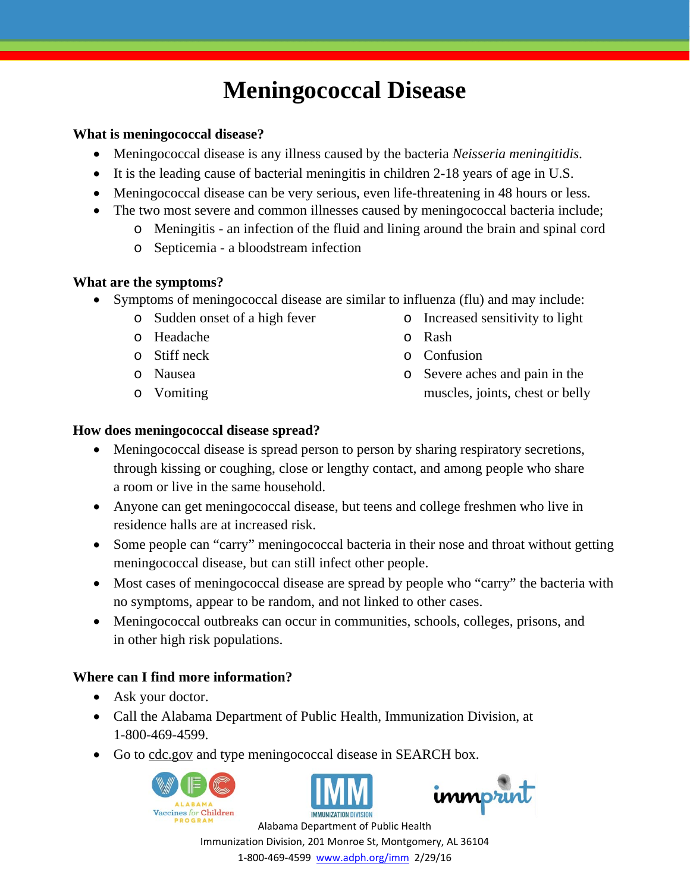# Meningococcal Disease

**What is meningococcal disease?**

- Meningococcal disease is any illness caused by the bacteria *Neisseria meningitidis*.
- It is the leading cause of bacterial meningitis in children 2-18 years of age in U.S.
- Meningococcal disease can be very serious, even life-threatening in 48 hours or less.
- The two most severe and common illnesses caused by meningococcal bacteria include;
    - Meningitis - an infection of the fluid and lining around the brain and spinal cord
    - Septicemia - a bloodstream infection

**What are the symptoms?**

- Symptoms of meningococcal disease are similar to influenza (flu) and may include:
    - Sudden onset of a high fever
    - Headache
    - Stiff neck
    - Nausea
    - Vomiting
    - Increased sensitivity to light
    - Rash
    - Confusion
    - Severe aches and pain in the muscles, joints, chest or belly

**How does meningococcal disease spread?**

- Meningococcal disease is spread person to person by sharing respiratory secretions, through kissing or coughing, close or lengthy contact, and among people who share a room or live in the same household.
- Anyone can get meningococcal disease, but teens and college freshmen who live in residence halls are at increased risk.
- Some people can "carry" meningococcal bacteria in their nose and throat without getting meningococcal disease, but can still infect other people.
- Most cases of meningococcal disease are spread by people who "carry" the bacteria with no symptoms, appear to be random, and not linked to other cases.
- Meningococcal outbreaks can occur in communities, schools, colleges, prisons, and in other high risk populations.

**Where can I find more information?**

- Ask your doctor.
- Call the Alabama Department of Public Health, Immunization Division, at 1-800-469-4599.
- Go to cdc.gov and type meningococcal disease in SEARCH box.

Alabama Department of Public Health
Immunization Division, 201 Monroe St, Montgomery, AL 36104
1-800-469-4599 www.adph.org/imm 2/29/16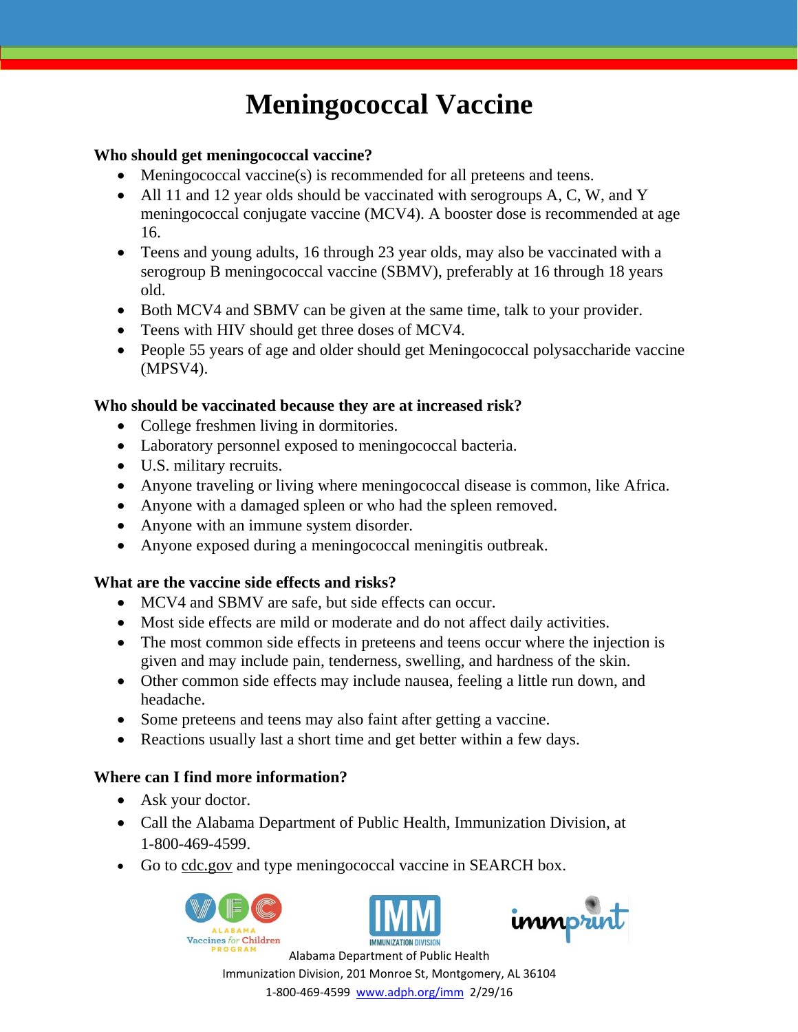# Meningococcal Vaccine

**Who should get meningococcal vaccine?**

- Meningococcal vaccine(s) is recommended for all preteens and teens.
- All 11 and 12 year olds should be vaccinated with serogroups A, C, W, and Y meningococcal conjugate vaccine (MCV4). A booster dose is recommended at age 16.
- Teens and young adults, 16 through 23 year olds, may also be vaccinated with a serogroup B meningococcal vaccine (SBMV), preferably at 16 through 18 years old.
- Both MCV4 and SBMV can be given at the same time, talk to your provider.
- Teens with HIV should get three doses of MCV4.
- People 55 years of age and older should get Meningococcal polysaccharide vaccine (MPSV4).

**Who should be vaccinated because they are at increased risk?**

- College freshmen living in dormitories.
- Laboratory personnel exposed to meningococcal bacteria.
- U.S. military recruits.
- Anyone traveling or living where meningococcal disease is common, like Africa.
- Anyone with a damaged spleen or who had the spleen removed.
- Anyone with an immune system disorder.
- Anyone exposed during a meningococcal meningitis outbreak.

**What are the vaccine side effects and risks?**

- MCV4 and SBMV are safe, but side effects can occur.
- Most side effects are mild or moderate and do not affect daily activities.
- The most common side effects in preteens and teens occur where the injection is given and may include pain, tenderness, swelling, and hardness of the skin.
- Other common side effects may include nausea, feeling a little run down, and headache.
- Some preteens and teens may also faint after getting a vaccine.
- Reactions usually last a short time and get better within a few days.

**Where can I find more information?**

- Ask your doctor.
- Call the Alabama Department of Public Health, Immunization Division, at 1-800-469-4599.
- Go to cdc.gov and type meningococcal vaccine in SEARCH box.

ALABAMA Vaccines for Children PROGRAM

IMM IMMUNIZATION DIVISION

immprint

Alabama Department of Public Health
Immunization Division, 201 Monroe St, Montgomery, AL 36104
1-800-469-4599 www.adph.org/imm 2/29/16